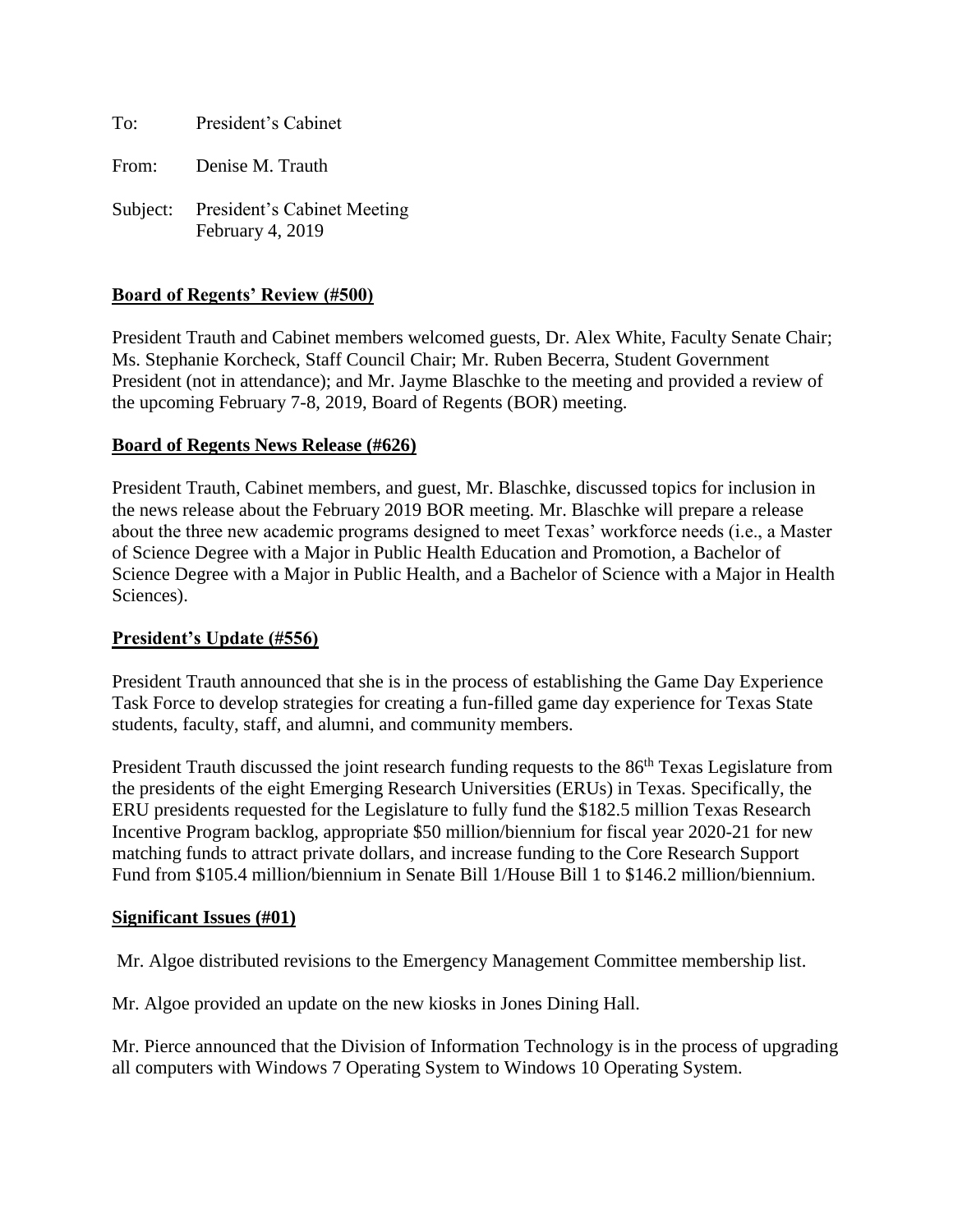To: President's Cabinet

From: Denise M. Trauth

Subject: President's Cabinet Meeting
February 4, 2019

**Board of Regents' Review (#500)**

President Trauth and Cabinet members welcomed guests, Dr. Alex White, Faculty Senate Chair; Ms. Stephanie Korcheck, Staff Council Chair; Mr. Ruben Becerra, Student Government President (not in attendance); and Mr. Jayme Blaschke to the meeting and provided a review of the upcoming February 7-8, 2019, Board of Regents (BOR) meeting.

**Board of Regents News Release (#626)**

President Trauth, Cabinet members, and guest, Mr. Blaschke, discussed topics for inclusion in the news release about the February 2019 BOR meeting. Mr. Blaschke will prepare a release about the three new academic programs designed to meet Texas' workforce needs (i.e., a Master of Science Degree with a Major in Public Health Education and Promotion, a Bachelor of Science Degree with a Major in Public Health, and a Bachelor of Science with a Major in Health Sciences).

**President's Update (#556)**

President Trauth announced that she is in the process of establishing the Game Day Experience Task Force to develop strategies for creating a fun-filled game day experience for Texas State students, faculty, staff, and alumni, and community members.

President Trauth discussed the joint research funding requests to the 86th Texas Legislature from the presidents of the eight Emerging Research Universities (ERUs) in Texas. Specifically, the ERU presidents requested for the Legislature to fully fund the $182.5 million Texas Research Incentive Program backlog, appropriate $50 million/biennium for fiscal year 2020-21 for new matching funds to attract private dollars, and increase funding to the Core Research Support Fund from $105.4 million/biennium in Senate Bill 1/House Bill 1 to $146.2 million/biennium.

**Significant Issues (#01)**

Mr. Algoe distributed revisions to the Emergency Management Committee membership list.

Mr. Algoe provided an update on the new kiosks in Jones Dining Hall.

Mr. Pierce announced that the Division of Information Technology is in the process of upgrading all computers with Windows 7 Operating System to Windows 10 Operating System.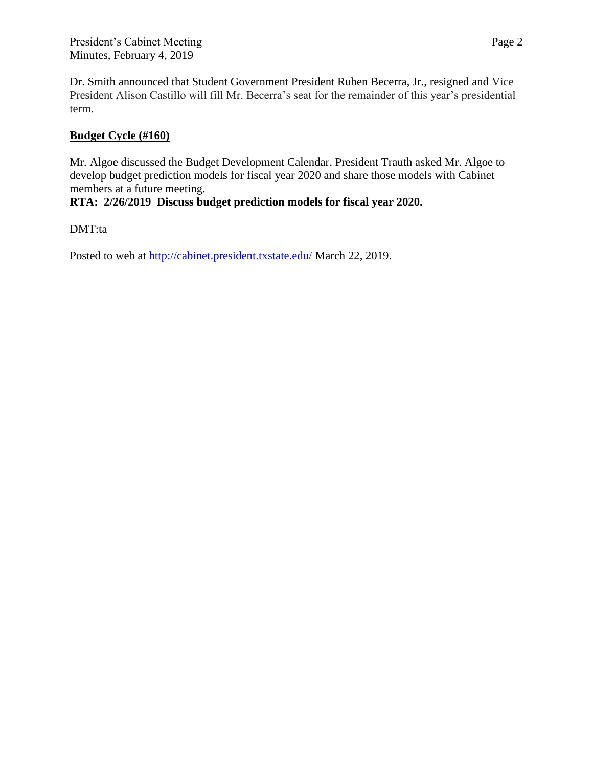Dr. Smith announced that Student Government President Ruben Becerra, Jr., resigned and Vice President Alison Castillo will fill Mr. Becerra's seat for the remainder of this year's presidential term.

**Budget Cycle (#160)**

Mr. Algoe discussed the Budget Development Calendar. President Trauth asked Mr. Algoe to develop budget prediction models for fiscal year 2020 and share those models with Cabinet members at a future meeting.
**RTA: 2/26/2019 Discuss budget prediction models for fiscal year 2020.**

DMT:ta

Posted to web at http://cabinet.president.txstate.edu/ March 22, 2019.